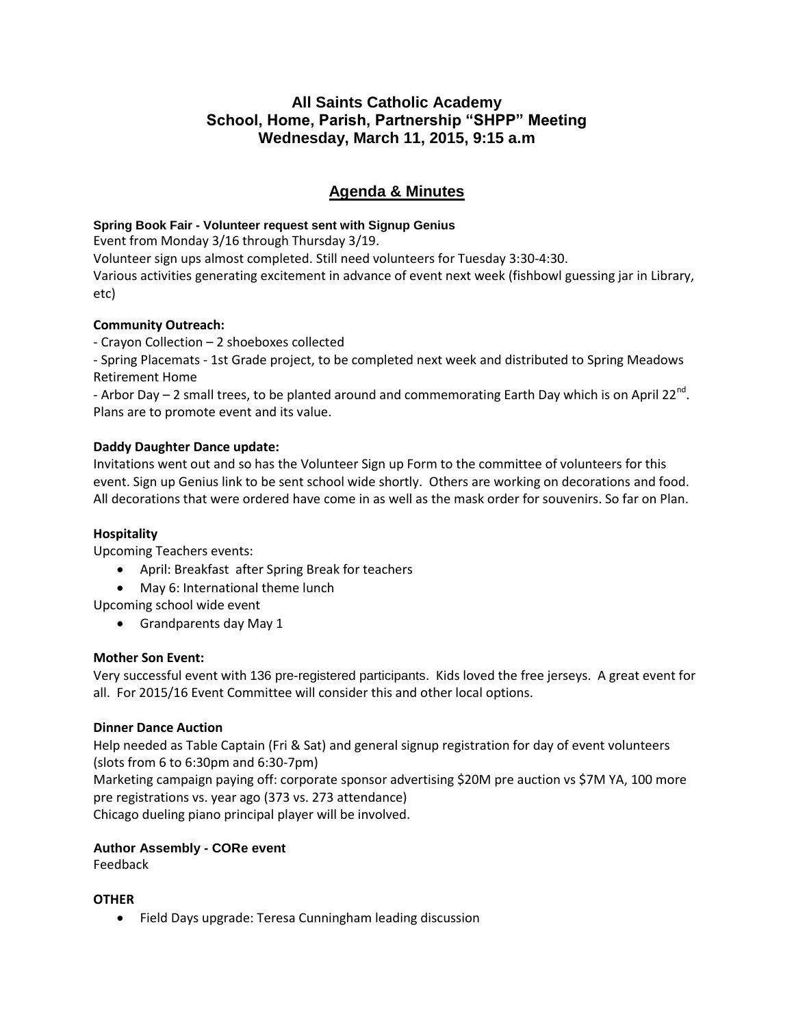# All Saints Catholic Academy
# School, Home, Parish, Partnership "SHPP" Meeting
# Wednesday, March 11, 2015, 9:15 a.m

## Agenda & Minutes

**Spring Book Fair - Volunteer request sent with Signup Genius**

Event from Monday 3/16 through Thursday 3/19.

Volunteer sign ups almost completed. Still need volunteers for Tuesday 3:30-4:30.

Various activities generating excitement in advance of event next week (fishbowl guessing jar in Library, etc)

**Community Outreach:**

- Crayon Collection – 2 shoeboxes collected
- Spring Placemats - 1st Grade project, to be completed next week and distributed to Spring Meadows Retirement Home
- Arbor Day – 2 small trees, to be planted around and commemorating Earth Day which is on April 22nd. Plans are to promote event and its value.

**Daddy Daughter Dance update:**

Invitations went out and so has the Volunteer Sign up Form to the committee of volunteers for this event. Sign up Genius link to be sent school wide shortly. Others are working on decorations and food. All decorations that were ordered have come in as well as the mask order for souvenirs. So far on Plan.

**Hospitality**

Upcoming Teachers events:

- April: Breakfast after Spring Break for teachers
- May 6: International theme lunch

Upcoming school wide event

- Grandparents day May 1

**Mother Son Event:**

Very successful event with 136 pre-registered participants. Kids loved the free jerseys. A great event for all. For 2015/16 Event Committee will consider this and other local options.

**Dinner Dance Auction**

Help needed as Table Captain (Fri & Sat) and general signup registration for day of event volunteers (slots from 6 to 6:30pm and 6:30-7pm)

Marketing campaign paying off: corporate sponsor advertising $20M pre auction vs $7M YA, 100 more pre registrations vs. year ago (373 vs. 273 attendance)

Chicago dueling piano principal player will be involved.

**Author Assembly - CORe event**

Feedback

**OTHER**

- Field Days upgrade: Teresa Cunningham leading discussion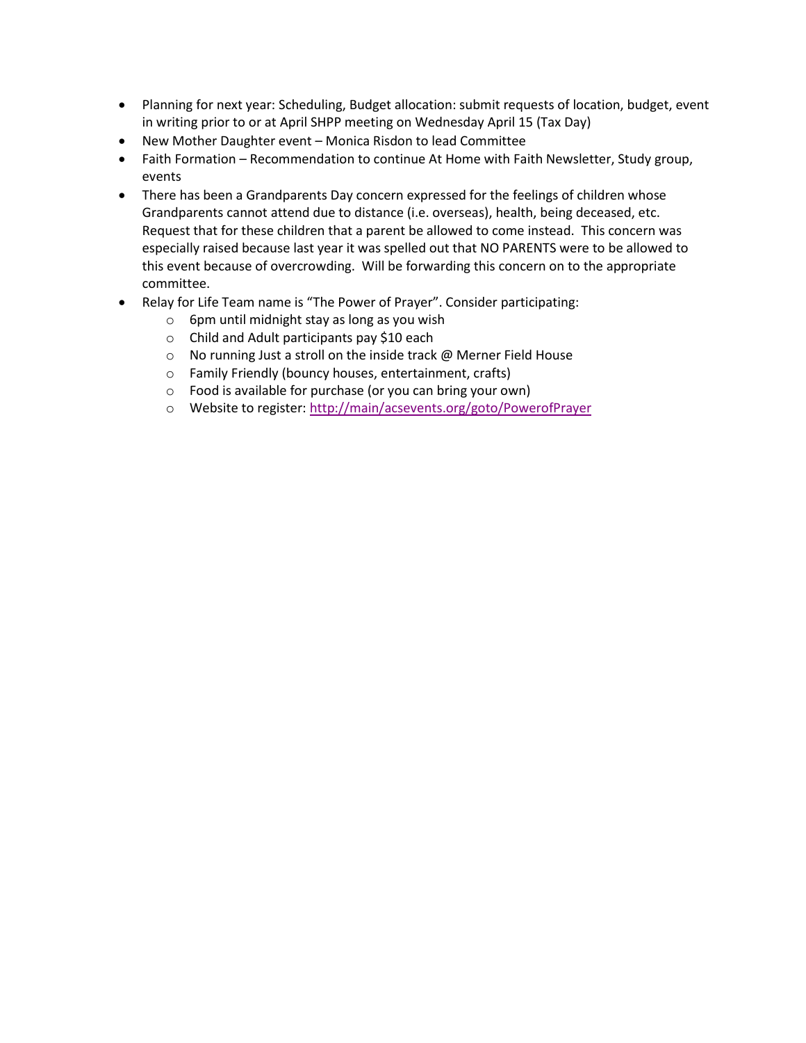- Planning for next year: Scheduling, Budget allocation: submit requests of location, budget, event in writing prior to or at April SHPP meeting on Wednesday April 15 (Tax Day)
- New Mother Daughter event – Monica Risdon to lead Committee
- Faith Formation – Recommendation to continue At Home with Faith Newsletter, Study group, events
- There has been a Grandparents Day concern expressed for the feelings of children whose Grandparents cannot attend due to distance (i.e. overseas), health, being deceased, etc. Request that for these children that a parent be allowed to come instead. This concern was especially raised because last year it was spelled out that NO PARENTS were to be allowed to this event because of overcrowding. Will be forwarding this concern on to the appropriate committee.
- Relay for Life Team name is "The Power of Prayer". Consider participating:
  - 6pm until midnight stay as long as you wish
  - Child and Adult participants pay $10 each
  - No running Just a stroll on the inside track @ Merner Field House
  - Family Friendly (bouncy houses, entertainment, crafts)
  - Food is available for purchase (or you can bring your own)
  - Website to register: http://main/acsevents.org/goto/PowerofPrayer